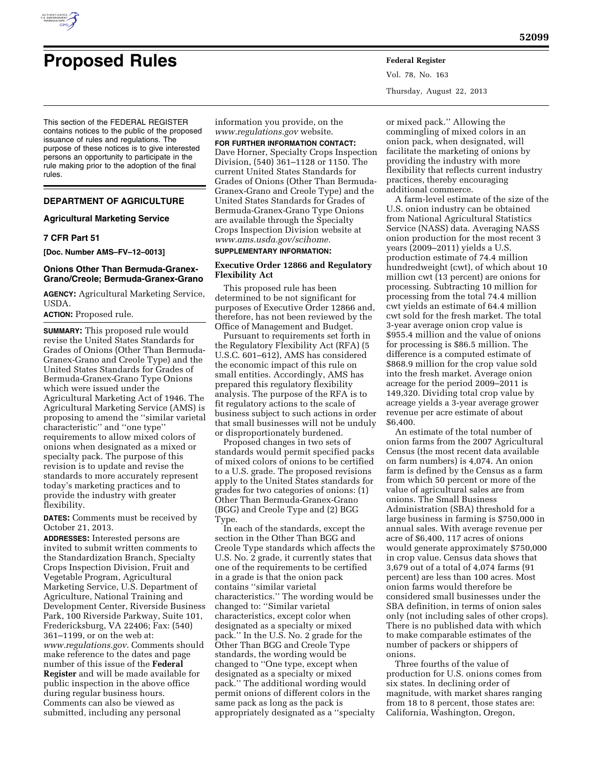# Proposed Rules

This section of the FEDERAL REGISTER contains notices to the public of the proposed issuance of rules and regulations. The purpose of these notices is to give interested persons an opportunity to participate in the rule making prior to the adoption of the final rules.

## DEPARTMENT OF AGRICULTURE

### Agricultural Marketing Service

### 7 CFR Part 51

**[Doc. Number AMS–FV–12–0013]**

### Onions Other Than Bermuda-Granex-Grano/Creole; Bermuda-Granex-Grano

**AGENCY:** Agricultural Marketing Service, USDA.

**ACTION:** Proposed rule.

**SUMMARY:** This proposed rule would revise the United States Standards for Grades of Onions (Other Than Bermuda-Granex-Grano and Creole Type) and the United States Standards for Grades of Bermuda-Granex-Grano Type Onions which were issued under the Agricultural Marketing Act of 1946. The Agricultural Marketing Service (AMS) is proposing to amend the ''similar varietal characteristic'' and ''one type'' requirements to allow mixed colors of onions when designated as a mixed or specialty pack. The purpose of this revision is to update and revise the standards to more accurately represent today's marketing practices and to provide the industry with greater flexibility.

**DATES:** Comments must be received by October 21, 2013.

**ADDRESSES:** Interested persons are invited to submit written comments to the Standardization Branch, Specialty Crops Inspection Division, Fruit and Vegetable Program, Agricultural Marketing Service, U.S. Department of Agriculture, National Training and Development Center, Riverside Business Park, 100 Riverside Parkway, Suite 101, Fredericksburg, VA 22406; Fax: (540) 361–1199, or on the web at: *www.regulations.gov*. Comments should make reference to the dates and page number of this issue of the **Federal Register** and will be made available for public inspection in the above office during regular business hours. Comments can also be viewed as submitted, including any personal information you provide, on the *www.regulations.gov* website.

**FOR FURTHER INFORMATION CONTACT:** Dave Horner, Specialty Crops Inspection Division, (540) 361–1128 or 1150. The current United States Standards for Grades of Onions (Other Than Bermuda-Granex-Grano and Creole Type) and the United States Standards for Grades of Bermuda-Granex-Grano Type Onions are available through the Specialty Crops Inspection Division website at *www.ams.usda.gov/scihome*.

**SUPPLEMENTARY INFORMATION:**

#### Executive Order 12866 and Regulatory Flexibility Act

This proposed rule has been determined to be not significant for purposes of Executive Order 12866 and, therefore, has not been reviewed by the Office of Management and Budget.

Pursuant to requirements set forth in the Regulatory Flexibility Act (RFA) (5 U.S.C. 601–612), AMS has considered the economic impact of this rule on small entities. Accordingly, AMS has prepared this regulatory flexibility analysis. The purpose of the RFA is to fit regulatory actions to the scale of business subject to such actions in order that small businesses will not be unduly or disproportionately burdened.

Proposed changes in two sets of standards would permit specified packs of mixed colors of onions to be certified to a U.S. grade. The proposed revisions apply to the United States standards for grades for two categories of onions: (1) Other Than Bermuda-Granex-Grano (BGG) and Creole Type and (2) BGG Type.

In each of the standards, except the section in the Other Than BGG and Creole Type standards which affects the U.S. No. 2 grade, it currently states that one of the requirements to be certified in a grade is that the onion pack contains ''similar varietal characteristics.'' The wording would be changed to: ''Similar varietal characteristics, except color when designated as a specialty or mixed pack.'' In the U.S. No. 2 grade for the Other Than BGG and Creole Type standards, the wording would be changed to ''One type, except when designated as a specialty or mixed pack.'' The additional wording would permit onions of different colors in the same pack as long as the pack is appropriately designated as a ''specialty or mixed pack.'' Allowing the commingling of mixed colors in an onion pack, when designated, will facilitate the marketing of onions by providing the industry with more flexibility that reflects current industry practices, thereby encouraging additional commerce.

A farm-level estimate of the size of the U.S. onion industry can be obtained from National Agricultural Statistics Service (NASS) data. Averaging NASS onion production for the most recent 3 years (2009–2011) yields a U.S. production estimate of 74.4 million hundredweight (cwt), of which about 10 million cwt (13 percent) are onions for processing. Subtracting 10 million for processing from the total 74.4 million cwt yields an estimate of 64.4 million cwt sold for the fresh market. The total 3-year average onion crop value is $955.4 million and the value of onions for processing is $86.5 million. The difference is a computed estimate of $868.9 million for the crop value sold into the fresh market. Average onion acreage for the period 2009–2011 is 149,320. Dividing total crop value by acreage yields a 3-year average grower revenue per acre estimate of about $6,400.

An estimate of the total number of onion farms from the 2007 Agricultural Census (the most recent data available on farm numbers) is 4,074. An onion farm is defined by the Census as a farm from which 50 percent or more of the value of agricultural sales are from onions. The Small Business Administration (SBA) threshold for a large business in farming is $750,000 in annual sales. With average revenue per acre of $6,400, 117 acres of onions would generate approximately $750,000 in crop value. Census data shows that 3,679 out of a total of 4,074 farms (91 percent) are less than 100 acres. Most onion farms would therefore be considered small businesses under the SBA definition, in terms of onion sales only (not including sales of other crops). There is no published data with which to make comparable estimates of the number of packers or shippers of onions.

Three fourths of the value of production for U.S. onions comes from six states. In declining order of magnitude, with market shares ranging from 18 to 8 percent, those states are: California, Washington, Oregon,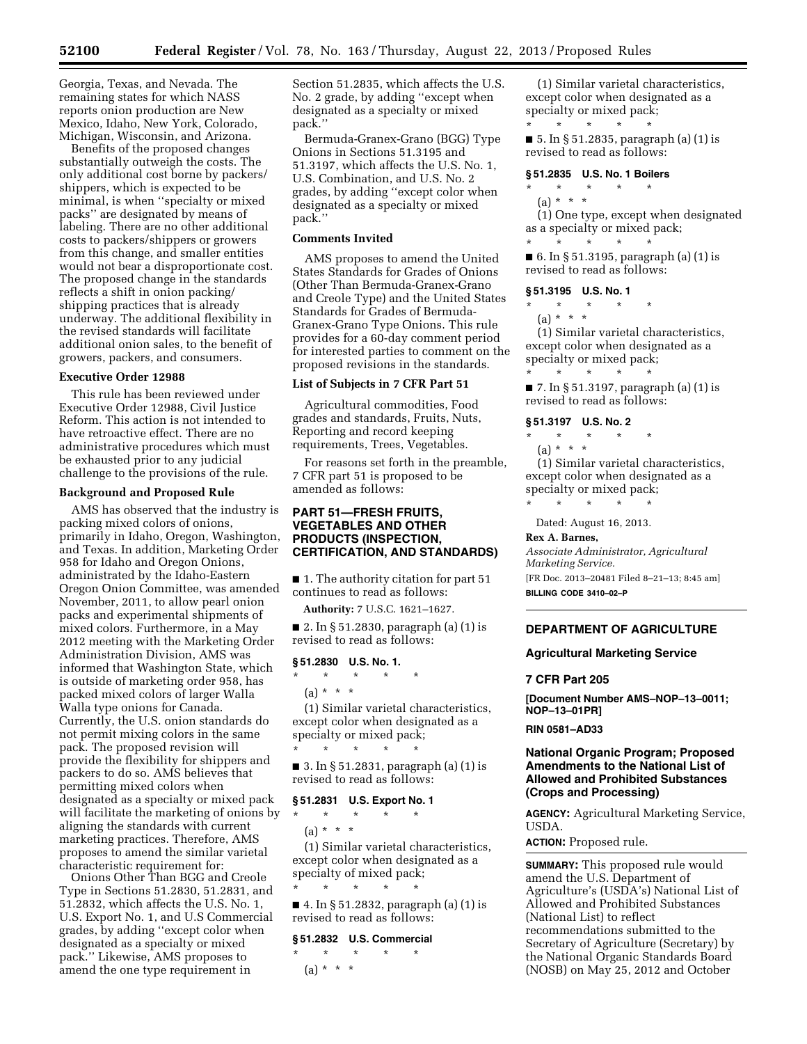Georgia, Texas, and Nevada. The remaining states for which NASS reports onion production are New Mexico, Idaho, New York, Colorado, Michigan, Wisconsin, and Arizona.

Benefits of the proposed changes substantially outweigh the costs. The only additional cost borne by packers/shippers, which is expected to be minimal, is when ''specialty or mixed packs'' are designated by means of labeling. There are no other additional costs to packers/shippers or growers from this change, and smaller entities would not bear a disproportionate cost. The proposed change in the standards reflects a shift in onion packing/shipping practices that is already underway. The additional flexibility in the revised standards will facilitate additional onion sales, to the benefit of growers, packers, and consumers.

### Executive Order 12988

This rule has been reviewed under Executive Order 12988, Civil Justice Reform. This action is not intended to have retroactive effect. There are no administrative procedures which must be exhausted prior to any judicial challenge to the provisions of the rule.

### Background and Proposed Rule

AMS has observed that the industry is packing mixed colors of onions, primarily in Idaho, Oregon, Washington, and Texas. In addition, Marketing Order 958 for Idaho and Oregon Onions, administrated by the Idaho-Eastern Oregon Onion Committee, was amended November, 2011, to allow pearl onion packs and experimental shipments of mixed colors. Furthermore, in a May 2012 meeting with the Marketing Order Administration Division, AMS was informed that Washington State, which is outside of marketing order 958, has packed mixed colors of larger Walla Walla type onions for Canada. Currently, the U.S. onion standards do not permit mixing colors in the same pack. The proposed revision will provide the flexibility for shippers and packers to do so. AMS believes that permitting mixed colors when designated as a specialty or mixed pack will facilitate the marketing of onions by aligning the standards with current marketing practices. Therefore, AMS proposes to amend the similar varietal characteristic requirement for:

Onions Other Than BGG and Creole Type in Sections 51.2830, 51.2831, and 51.2832, which affects the U.S. No. 1, U.S. Export No. 1, and U.S Commercial grades, by adding ''except color when designated as a specialty or mixed pack.'' Likewise, AMS proposes to amend the one type requirement in Section 51.2835, which affects the U.S. No. 2 grade, by adding ''except when designated as a specialty or mixed pack.''

Bermuda-Granex-Grano (BGG) Type Onions in Sections 51.3195 and 51.3197, which affects the U.S. No. 1, U.S. Combination, and U.S. No. 2 grades, by adding ''except color when designated as a specialty or mixed pack.''

### Comments Invited

AMS proposes to amend the United States Standards for Grades of Onions (Other Than Bermuda-Granex-Grano and Creole Type) and the United States Standards for Grades of Bermuda-Granex-Grano Type Onions. This rule provides for a 60-day comment period for interested parties to comment on the proposed revisions in the standards.

### List of Subjects in 7 CFR Part 51

Agricultural commodities, Food grades and standards, Fruits, Nuts, Reporting and record keeping requirements, Trees, Vegetables.

For reasons set forth in the preamble, 7 CFR part 51 is proposed to be amended as follows:

## PART 51—FRESH FRUITS, VEGETABLES AND OTHER PRODUCTS (INSPECTION, CERTIFICATION, AND STANDARDS)

■ 1. The authority citation for part 51 continues to read as follows:

**Authority:** 7 U.S.C. 1621–1627.

■ 2. In § 51.2830, paragraph (a) (1) is revised to read as follows:

### § 51.2830 U.S. No. 1.

\* \* \* \* \*

(a) \* \* \*

(1) Similar varietal characteristics, except color when designated as a specialty or mixed pack;

\* \* \* \* \*

■ 3. In § 51.2831, paragraph (a) (1) is revised to read as follows:

### § 51.2831 U.S. Export No. 1

\* \* \* \* \*

(a) \* \* \*

(1) Similar varietal characteristics, except color when designated as a specialty of mixed pack;

\* \* \* \* \*

■ 4. In § 51.2832, paragraph (a) (1) is revised to read as follows:

### § 51.2832 U.S. Commercial

\* \* \* \* \*

(a) \* \* \*

(1) Similar varietal characteristics, except color when designated as a specialty or mixed pack;

\* \* \* \* \*

■ 5. In § 51.2835, paragraph (a) (1) is revised to read as follows:

### § 51.2835 U.S. No. 1 Boilers

\* \* \* \* \*

(a) \* \* \*

(1) One type, except when designated as a specialty or mixed pack;

\* \* \* \* \*

■ 6. In § 51.3195, paragraph (a) (1) is revised to read as follows:

### § 51.3195 U.S. No. 1

\* \* \* \* \*

(a) \* \* \*

(1) Similar varietal characteristics, except color when designated as a specialty or mixed pack;

\* \* \* \* \*

■ 7. In § 51.3197, paragraph (a) (1) is revised to read as follows:

### § 51.3197 U.S. No. 2

\* \* \* \* \*

(a) \* \* \*

(1) Similar varietal characteristics, except color when designated as a specialty or mixed pack;

\* \* \* \* \*

Dated: August 16, 2013.

**Rex A. Barnes,**

*Associate Administrator, Agricultural Marketing Service.*

[FR Doc. 2013–20481 Filed 8–21–13; 8:45 am]

**BILLING CODE 3410–02–P**

---

## DEPARTMENT OF AGRICULTURE

### Agricultural Marketing Service

### 7 CFR Part 205

**[Document Number AMS–NOP–13–0011; NOP–13–01PR]**

**RIN 0581–AD33**

## National Organic Program; Proposed Amendments to the National List of Allowed and Prohibited Substances (Crops and Processing)

**AGENCY:** Agricultural Marketing Service, USDA.

**ACTION:** Proposed rule.

**SUMMARY:** This proposed rule would amend the U.S. Department of Agriculture's (USDA's) National List of Allowed and Prohibited Substances (National List) to reflect recommendations submitted to the Secretary of Agriculture (Secretary) by the National Organic Standards Board (NOSB) on May 25, 2012 and October